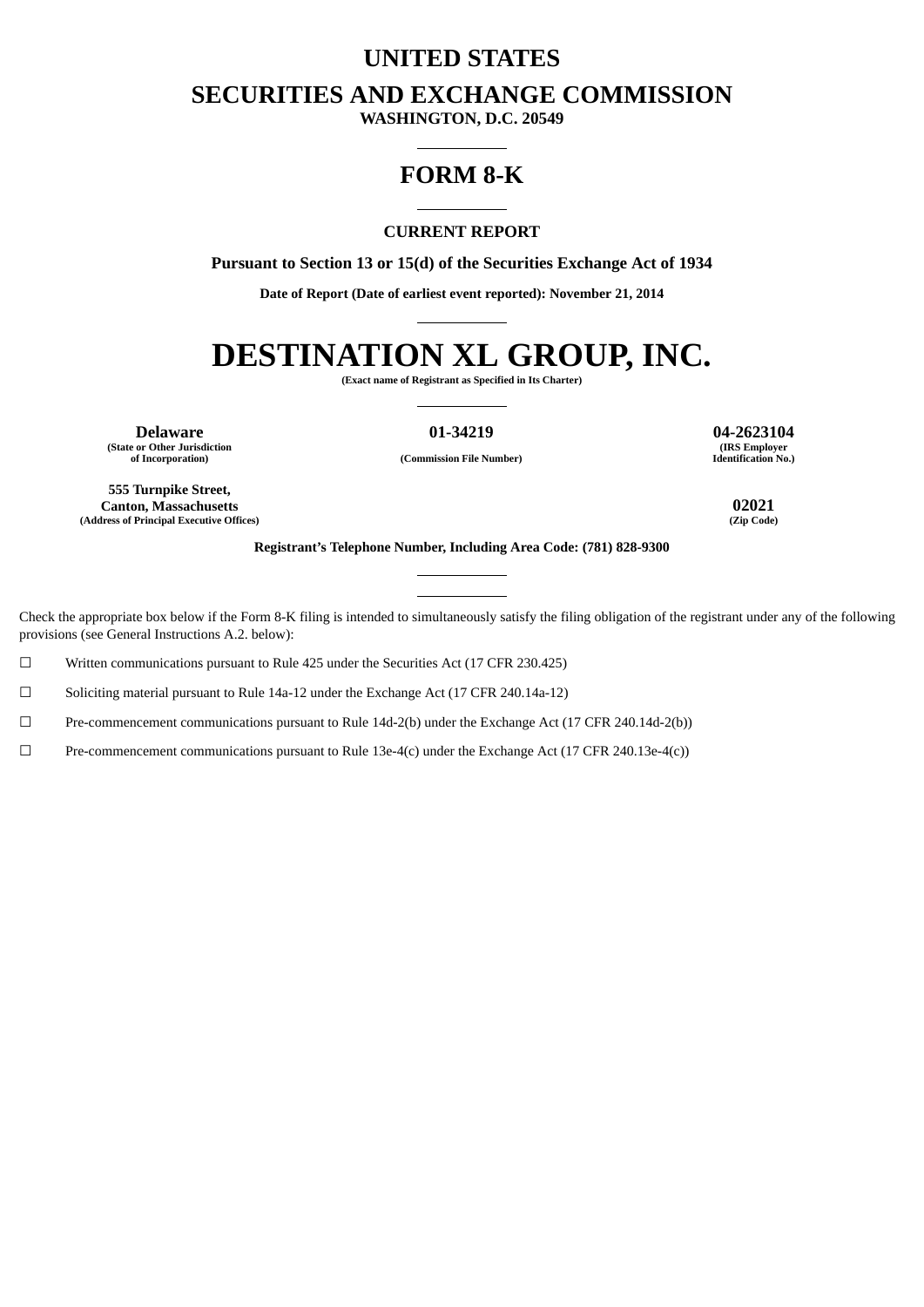# UNITED STATES

# SECURITIES AND EXCHANGE COMMISSION

**WASHINGTON, D.C. 20549**

---

# FORM 8-K

---

**CURRENT REPORT**

**Pursuant to Section 13 or 15(d) of the Securities Exchange Act of 1934**

**Date of Report (Date of earliest event reported): November 21, 2014**

---

# DESTINATION XL GROUP, INC.

**(Exact name of Registrant as Specified in Its Charter)**

---

| **Delaware** | **01-34219** | **04-2623104** |
|---|---|---|
| **(State or Other Jurisdiction of Incorporation)** | **(Commission File Number)** | **(IRS Employer Identification No.)** |

| **555 Turnpike Street, Canton, Massachusetts** | **02021** |
|---|---|
| **(Address of Principal Executive Offices)** | **(Zip Code)** |

**Registrant's Telephone Number, Including Area Code: (781) 828-9300**

---

---

Check the appropriate box below if the Form 8-K filing is intended to simultaneously satisfy the filing obligation of the registrant under any of the following provisions (see General Instructions A.2. below):

☐ Written communications pursuant to Rule 425 under the Securities Act (17 CFR 230.425)

☐ Soliciting material pursuant to Rule 14a-12 under the Exchange Act (17 CFR 240.14a-12)

☐ Pre-commencement communications pursuant to Rule 14d-2(b) under the Exchange Act (17 CFR 240.14d-2(b))

☐ Pre-commencement communications pursuant to Rule 13e-4(c) under the Exchange Act (17 CFR 240.13e-4(c))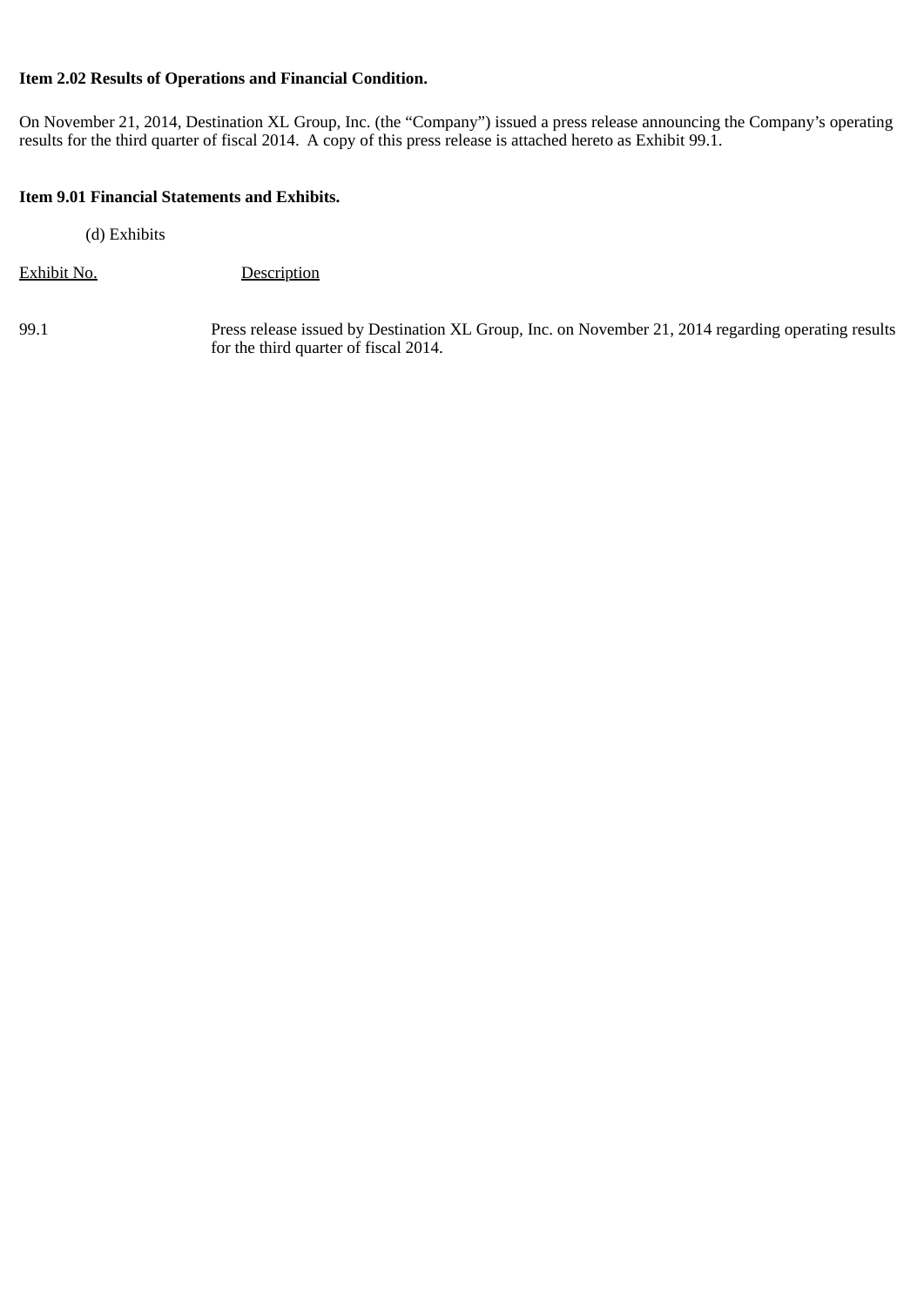**Item 2.02 Results of Operations and Financial Condition.**

On November 21, 2014, Destination XL Group, Inc. (the "Company") issued a press release announcing the Company's operating results for the third quarter of fiscal 2014. A copy of this press release is attached hereto as Exhibit 99.1.

**Item 9.01 Financial Statements and Exhibits.**

(d) Exhibits

| Exhibit No. | Description |
| --- | --- |
| 99.1 | Press release issued by Destination XL Group, Inc. on November 21, 2014 regarding operating results for the third quarter of fiscal 2014. |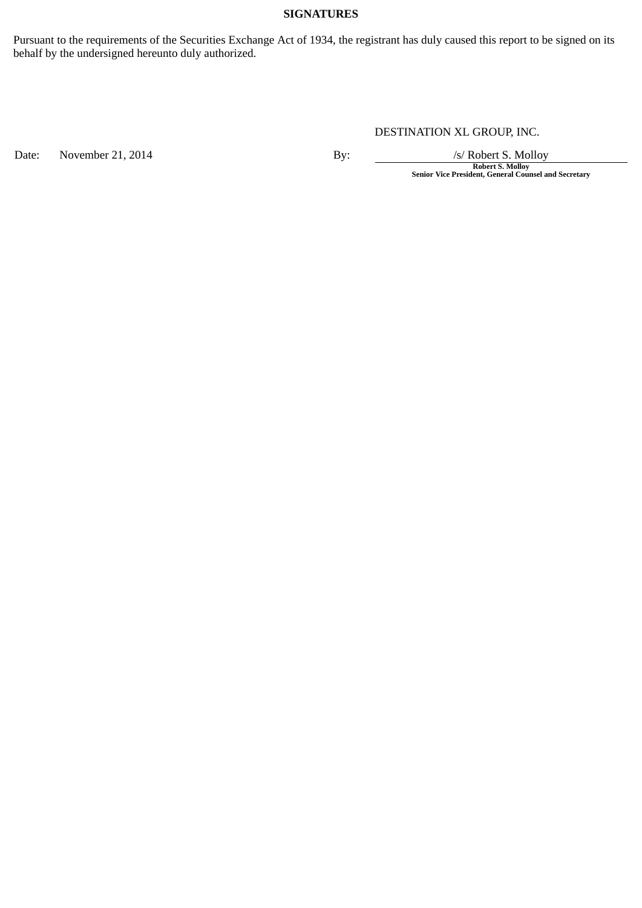**SIGNATURES**

Pursuant to the requirements of the Securities Exchange Act of 1934, the registrant has duly caused this report to be signed on its behalf by the undersigned hereunto duly authorized.

DESTINATION XL GROUP, INC.

Date: November 21, 2014

By: /s/ Robert S. Molloy

**Robert S. Molloy**
**Senior Vice President, General Counsel and Secretary**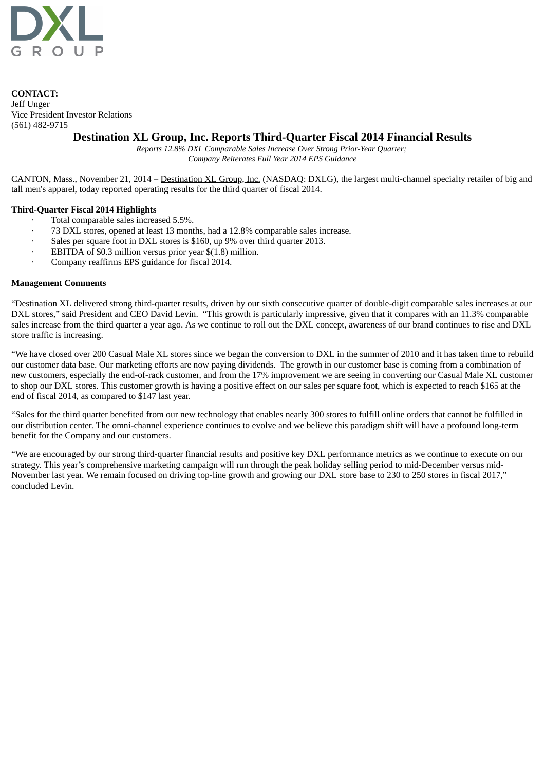DXL GROUP

**CONTACT:**
Jeff Unger
Vice President Investor Relations
(561) 482-9715

# Destination XL Group, Inc. Reports Third-Quarter Fiscal 2014 Financial Results

*Reports 12.8% DXL Comparable Sales Increase Over Strong Prior-Year Quarter;*
*Company Reiterates Full Year 2014 EPS Guidance*

CANTON, Mass., November 21, 2014 – Destination XL Group, Inc. (NASDAQ: DXLG), the largest multi-channel specialty retailer of big and tall men's apparel, today reported operating results for the third quarter of fiscal 2014.

**Third-Quarter Fiscal 2014 Highlights**

- Total comparable sales increased 5.5%.
- 73 DXL stores, opened at least 13 months, had a 12.8% comparable sales increase.
- Sales per square foot in DXL stores is $160, up 9% over third quarter 2013.
- EBITDA of $0.3 million versus prior year $(1.8) million.
- Company reaffirms EPS guidance for fiscal 2014.

**Management Comments**

"Destination XL delivered strong third-quarter results, driven by our sixth consecutive quarter of double-digit comparable sales increases at our DXL stores," said President and CEO David Levin. "This growth is particularly impressive, given that it compares with an 11.3% comparable sales increase from the third quarter a year ago. As we continue to roll out the DXL concept, awareness of our brand continues to rise and DXL store traffic is increasing.

"We have closed over 200 Casual Male XL stores since we began the conversion to DXL in the summer of 2010 and it has taken time to rebuild our customer data base. Our marketing efforts are now paying dividends. The growth in our customer base is coming from a combination of new customers, especially the end-of-rack customer, and from the 17% improvement we are seeing in converting our Casual Male XL customer to shop our DXL stores. This customer growth is having a positive effect on our sales per square foot, which is expected to reach $165 at the end of fiscal 2014, as compared to $147 last year.

"Sales for the third quarter benefited from our new technology that enables nearly 300 stores to fulfill online orders that cannot be fulfilled in our distribution center. The omni-channel experience continues to evolve and we believe this paradigm shift will have a profound long-term benefit for the Company and our customers.

"We are encouraged by our strong third-quarter financial results and positive key DXL performance metrics as we continue to execute on our strategy. This year's comprehensive marketing campaign will run through the peak holiday selling period to mid-December versus mid-November last year. We remain focused on driving top-line growth and growing our DXL store base to 230 to 250 stores in fiscal 2017," concluded Levin.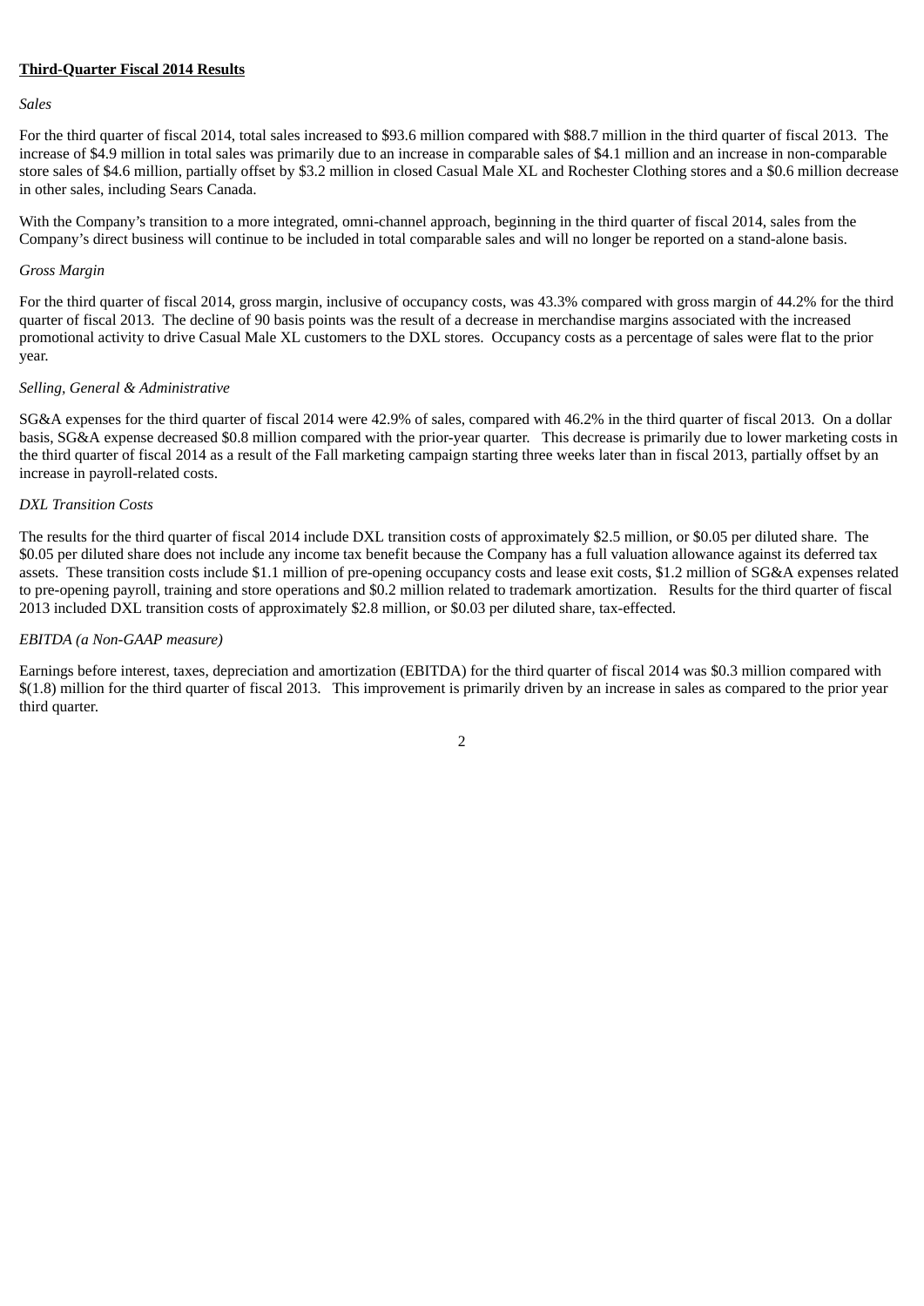**Third-Quarter Fiscal 2014 Results**

*Sales*

For the third quarter of fiscal 2014, total sales increased to $93.6 million compared with $88.7 million in the third quarter of fiscal 2013. The increase of $4.9 million in total sales was primarily due to an increase in comparable sales of $4.1 million and an increase in non-comparable store sales of $4.6 million, partially offset by $3.2 million in closed Casual Male XL and Rochester Clothing stores and a $0.6 million decrease in other sales, including Sears Canada.

With the Company's transition to a more integrated, omni-channel approach, beginning in the third quarter of fiscal 2014, sales from the Company's direct business will continue to be included in total comparable sales and will no longer be reported on a stand-alone basis.

*Gross Margin*

For the third quarter of fiscal 2014, gross margin, inclusive of occupancy costs, was 43.3% compared with gross margin of 44.2% for the third quarter of fiscal 2013. The decline of 90 basis points was the result of a decrease in merchandise margins associated with the increased promotional activity to drive Casual Male XL customers to the DXL stores. Occupancy costs as a percentage of sales were flat to the prior year.

*Selling, General & Administrative*

SG&A expenses for the third quarter of fiscal 2014 were 42.9% of sales, compared with 46.2% in the third quarter of fiscal 2013. On a dollar basis, SG&A expense decreased $0.8 million compared with the prior-year quarter. This decrease is primarily due to lower marketing costs in the third quarter of fiscal 2014 as a result of the Fall marketing campaign starting three weeks later than in fiscal 2013, partially offset by an increase in payroll-related costs.

*DXL Transition Costs*

The results for the third quarter of fiscal 2014 include DXL transition costs of approximately $2.5 million, or $0.05 per diluted share. The $0.05 per diluted share does not include any income tax benefit because the Company has a full valuation allowance against its deferred tax assets. These transition costs include $1.1 million of pre-opening occupancy costs and lease exit costs, $1.2 million of SG&A expenses related to pre-opening payroll, training and store operations and $0.2 million related to trademark amortization. Results for the third quarter of fiscal 2013 included DXL transition costs of approximately $2.8 million, or $0.03 per diluted share, tax-effected.

*EBITDA (a Non-GAAP measure)*

Earnings before interest, taxes, depreciation and amortization (EBITDA) for the third quarter of fiscal 2014 was $0.3 million compared with $(1.8) million for the third quarter of fiscal 2013. This improvement is primarily driven by an increase in sales as compared to the prior year third quarter.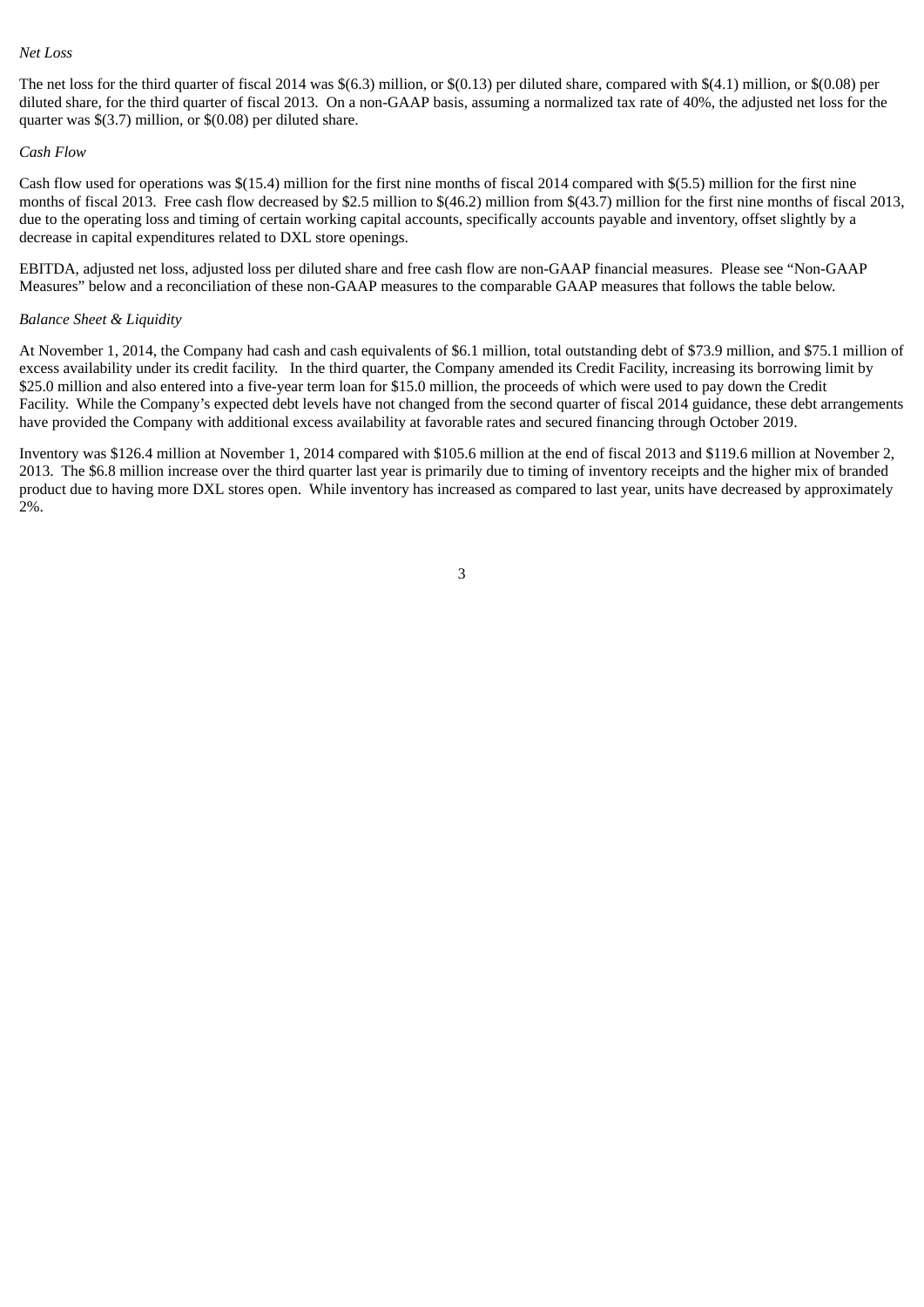*Net Loss*

The net loss for the third quarter of fiscal 2014 was $(6.3) million, or $(0.13) per diluted share, compared with $(4.1) million, or $(0.08) per diluted share, for the third quarter of fiscal 2013. On a non-GAAP basis, assuming a normalized tax rate of 40%, the adjusted net loss for the quarter was $(3.7) million, or $(0.08) per diluted share.

*Cash Flow*

Cash flow used for operations was $(15.4) million for the first nine months of fiscal 2014 compared with $(5.5) million for the first nine months of fiscal 2013. Free cash flow decreased by $2.5 million to $(46.2) million from $(43.7) million for the first nine months of fiscal 2013, due to the operating loss and timing of certain working capital accounts, specifically accounts payable and inventory, offset slightly by a decrease in capital expenditures related to DXL store openings.

EBITDA, adjusted net loss, adjusted loss per diluted share and free cash flow are non-GAAP financial measures. Please see "Non-GAAP Measures" below and a reconciliation of these non-GAAP measures to the comparable GAAP measures that follows the table below.

*Balance Sheet & Liquidity*

At November 1, 2014, the Company had cash and cash equivalents of $6.1 million, total outstanding debt of $73.9 million, and $75.1 million of excess availability under its credit facility. In the third quarter, the Company amended its Credit Facility, increasing its borrowing limit by $25.0 million and also entered into a five-year term loan for $15.0 million, the proceeds of which were used to pay down the Credit Facility. While the Company's expected debt levels have not changed from the second quarter of fiscal 2014 guidance, these debt arrangements have provided the Company with additional excess availability at favorable rates and secured financing through October 2019.

Inventory was $126.4 million at November 1, 2014 compared with $105.6 million at the end of fiscal 2013 and $119.6 million at November 2, 2013. The $6.8 million increase over the third quarter last year is primarily due to timing of inventory receipts and the higher mix of branded product due to having more DXL stores open. While inventory has increased as compared to last year, units have decreased by approximately 2%.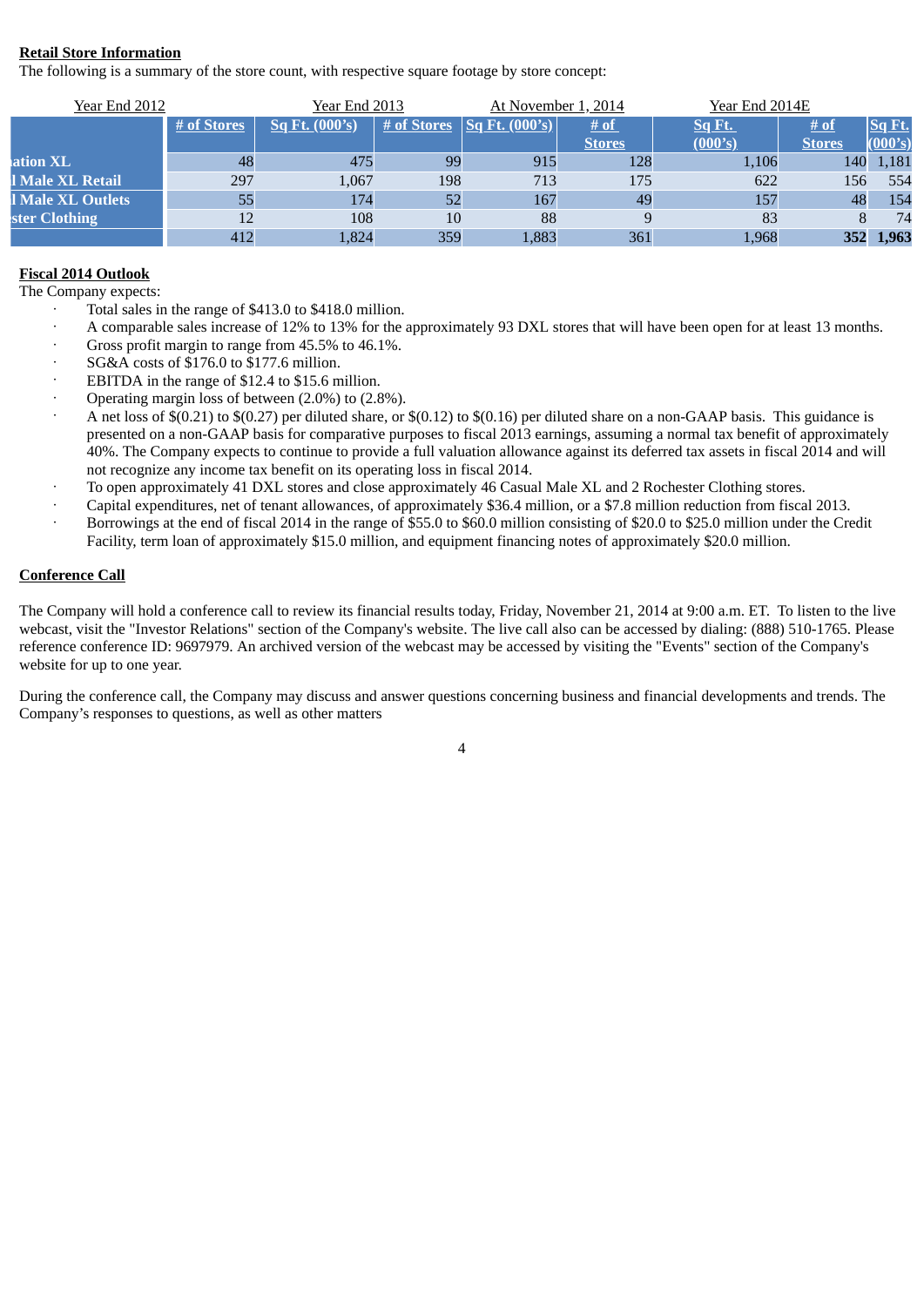**Retail Store Information**

The following is a summary of the store count, with respective square footage by store concept:

| | Year End 2012 | | Year End 2013 | | At November 1, 2014 | | Year End 2014E | |
|---|---|---|---|---|---|---|---|---|
| | # of Stores | Sq Ft. (000's) | # of Stores | Sq Ft. (000's) | # of Stores | Sq Ft. (000's) | # of Stores | Sq Ft. (000's) |
| ation XL | 48 | 475 | 99 | 915 | 128 | 1,106 | 140 | 1,181 |
| l Male XL Retail | 297 | 1,067 | 198 | 713 | 175 | 622 | 156 | 554 |
| l Male XL Outlets | 55 | 174 | 52 | 167 | 49 | 157 | 48 | 154 |
| ster Clothing | 12 | 108 | 10 | 88 | 9 | 83 | 8 | 74 |
| | 412 | 1,824 | 359 | 1,883 | 361 | 1,968 | **352** | **1,963** |

**Fiscal 2014 Outlook**

The Company expects:

- Total sales in the range of $413.0 to $418.0 million.
- A comparable sales increase of 12% to 13% for the approximately 93 DXL stores that will have been open for at least 13 months.
- Gross profit margin to range from 45.5% to 46.1%.
- SG&A costs of $176.0 to $177.6 million.
- EBITDA in the range of $12.4 to $15.6 million.
- Operating margin loss of between (2.0%) to (2.8%).
- A net loss of $(0.21) to $(0.27) per diluted share, or $(0.12) to $(0.16) per diluted share on a non-GAAP basis. This guidance is presented on a non-GAAP basis for comparative purposes to fiscal 2013 earnings, assuming a normal tax benefit of approximately 40%. The Company expects to continue to provide a full valuation allowance against its deferred tax assets in fiscal 2014 and will not recognize any income tax benefit on its operating loss in fiscal 2014.
- To open approximately 41 DXL stores and close approximately 46 Casual Male XL and 2 Rochester Clothing stores.
- Capital expenditures, net of tenant allowances, of approximately $36.4 million, or a $7.8 million reduction from fiscal 2013.
- Borrowings at the end of fiscal 2014 in the range of $55.0 to $60.0 million consisting of $20.0 to $25.0 million under the Credit Facility, term loan of approximately $15.0 million, and equipment financing notes of approximately $20.0 million.

**Conference Call**

The Company will hold a conference call to review its financial results today, Friday, November 21, 2014 at 9:00 a.m. ET. To listen to the live webcast, visit the "Investor Relations" section of the Company's website. The live call also can be accessed by dialing: (888) 510-1765. Please reference conference ID: 9697979. An archived version of the webcast may be accessed by visiting the "Events" section of the Company's website for up to one year.

During the conference call, the Company may discuss and answer questions concerning business and financial developments and trends. The Company's responses to questions, as well as other matters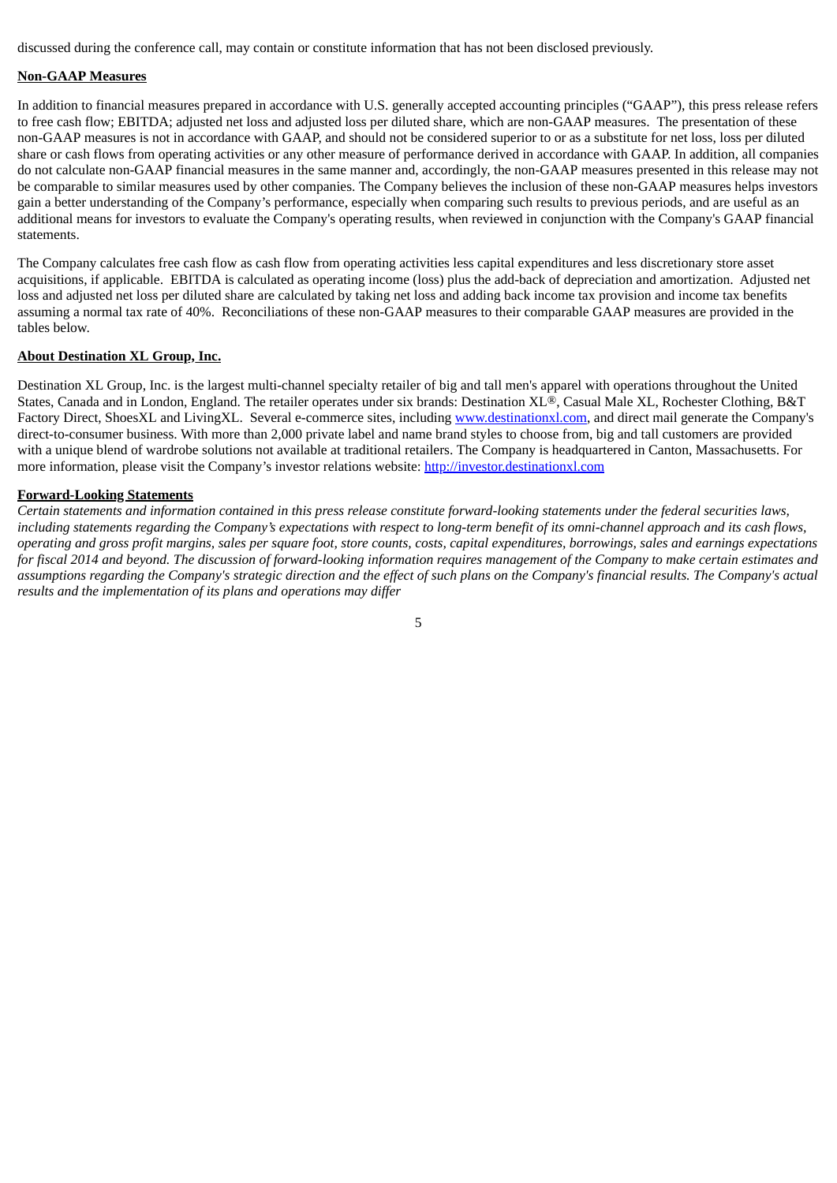discussed during the conference call, may contain or constitute information that has not been disclosed previously.

**Non-GAAP Measures**

In addition to financial measures prepared in accordance with U.S. generally accepted accounting principles ("GAAP"), this press release refers to free cash flow; EBITDA; adjusted net loss and adjusted loss per diluted share, which are non-GAAP measures. The presentation of these non-GAAP measures is not in accordance with GAAP, and should not be considered superior to or as a substitute for net loss, loss per diluted share or cash flows from operating activities or any other measure of performance derived in accordance with GAAP. In addition, all companies do not calculate non-GAAP financial measures in the same manner and, accordingly, the non-GAAP measures presented in this release may not be comparable to similar measures used by other companies. The Company believes the inclusion of these non-GAAP measures helps investors gain a better understanding of the Company's performance, especially when comparing such results to previous periods, and are useful as an additional means for investors to evaluate the Company's operating results, when reviewed in conjunction with the Company's GAAP financial statements.

The Company calculates free cash flow as cash flow from operating activities less capital expenditures and less discretionary store asset acquisitions, if applicable. EBITDA is calculated as operating income (loss) plus the add-back of depreciation and amortization. Adjusted net loss and adjusted net loss per diluted share are calculated by taking net loss and adding back income tax provision and income tax benefits assuming a normal tax rate of 40%. Reconciliations of these non-GAAP measures to their comparable GAAP measures are provided in the tables below.

**About Destination XL Group, Inc.**

Destination XL Group, Inc. is the largest multi-channel specialty retailer of big and tall men's apparel with operations throughout the United States, Canada and in London, England. The retailer operates under six brands: Destination XL®, Casual Male XL, Rochester Clothing, B&T Factory Direct, ShoesXL and LivingXL. Several e-commerce sites, including www.destinationxl.com, and direct mail generate the Company's direct-to-consumer business. With more than 2,000 private label and name brand styles to choose from, big and tall customers are provided with a unique blend of wardrobe solutions not available at traditional retailers. The Company is headquartered in Canton, Massachusetts. For more information, please visit the Company's investor relations website: http://investor.destinationxl.com

**Forward-Looking Statements**

*Certain statements and information contained in this press release constitute forward-looking statements under the federal securities laws, including statements regarding the Company's expectations with respect to long-term benefit of its omni-channel approach and its cash flows, operating and gross profit margins, sales per square foot, store counts, costs, capital expenditures, borrowings, sales and earnings expectations for fiscal 2014 and beyond. The discussion of forward-looking information requires management of the Company to make certain estimates and assumptions regarding the Company's strategic direction and the effect of such plans on the Company's financial results. The Company's actual results and the implementation of its plans and operations may differ*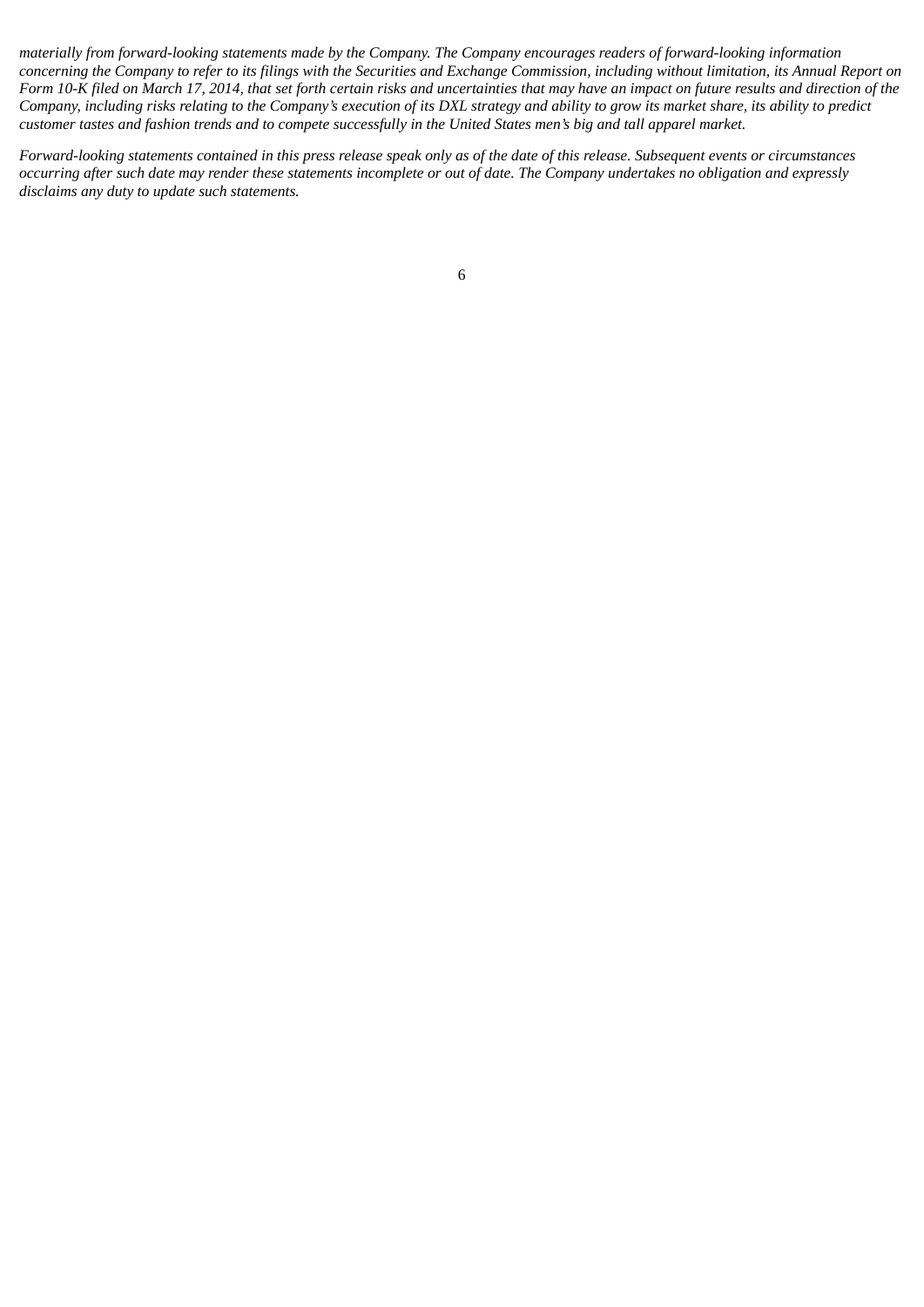*materially from forward-looking statements made by the Company. The Company encourages readers of forward-looking information concerning the Company to refer to its filings with the Securities and Exchange Commission, including without limitation, its Annual Report on Form 10-K filed on March 17, 2014, that set forth certain risks and uncertainties that may have an impact on future results and direction of the Company, including risks relating to the Company's execution of its DXL strategy and ability to grow its market share, its ability to predict customer tastes and fashion trends and to compete successfully in the United States men's big and tall apparel market.*

*Forward-looking statements contained in this press release speak only as of the date of this release. Subsequent events or circumstances occurring after such date may render these statements incomplete or out of date. The Company undertakes no obligation and expressly disclaims any duty to update such statements.*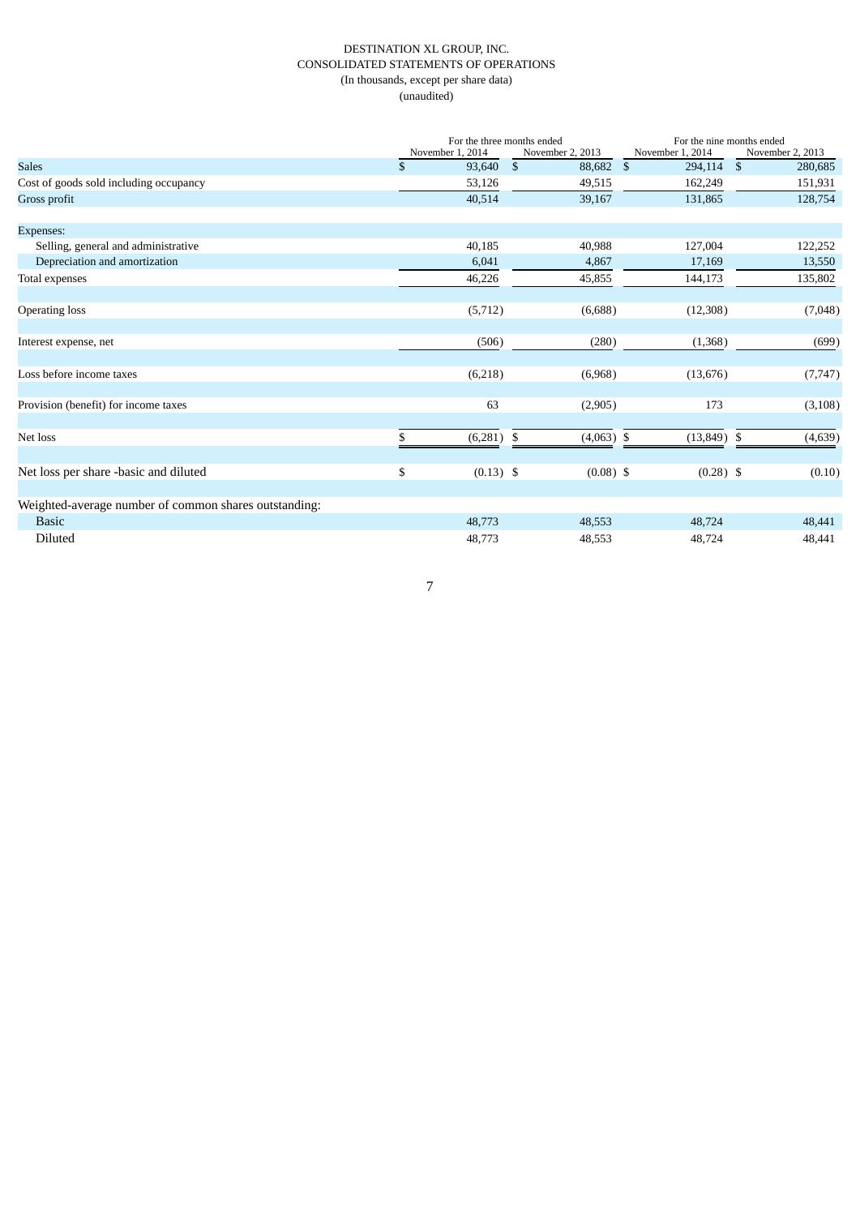DESTINATION XL GROUP, INC.
CONSOLIDATED STATEMENTS OF OPERATIONS
(In thousands, except per share data)
(unaudited)

| | For the three months ended | | For the nine months ended | |
|---|---|---|---|---|
| | November 1, 2014 | November 2, 2013 | November 1, 2014 | November 2, 2013 |
| Sales | $ 93,640 | $ 88,682 | $ 294,114 | $ 280,685 |
| Cost of goods sold including occupancy | 53,126 | 49,515 | 162,249 | 151,931 |
| Gross profit | 40,514 | 39,167 | 131,865 | 128,754 |
| | | | | |
| Expenses: | | | | |
| Selling, general and administrative | 40,185 | 40,988 | 127,004 | 122,252 |
| Depreciation and amortization | 6,041 | 4,867 | 17,169 | 13,550 |
| Total expenses | 46,226 | 45,855 | 144,173 | 135,802 |
| | | | | |
| Operating loss | (5,712) | (6,688) | (12,308) | (7,048) |
| | | | | |
| Interest expense, net | (506) | (280) | (1,368) | (699) |
| | | | | |
| Loss before income taxes | (6,218) | (6,968) | (13,676) | (7,747) |
| | | | | |
| Provision (benefit) for income taxes | 63 | (2,905) | 173 | (3,108) |
| | | | | |
| Net loss | $ (6,281) | $ (4,063) | $ (13,849) | $ (4,639) |
| | | | | |
| Net loss per share -basic and diluted | $ (0.13) | $ (0.08) | $ (0.28) | $ (0.10) |
| | | | | |
| Weighted-average number of common shares outstanding: | | | | |
| Basic | 48,773 | 48,553 | 48,724 | 48,441 |
| Diluted | 48,773 | 48,553 | 48,724 | 48,441 |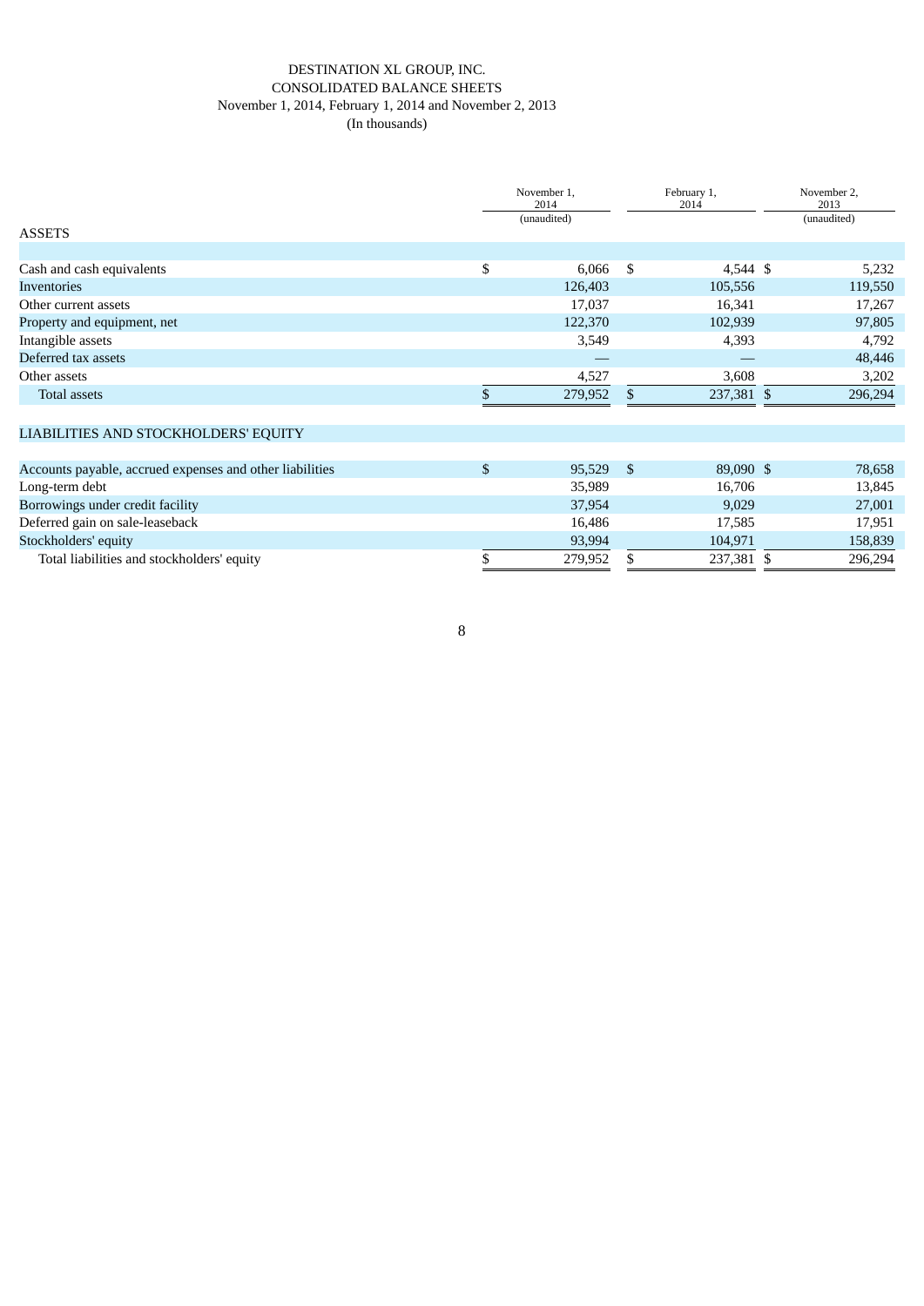# DESTINATION XL GROUP, INC.
## CONSOLIDATED BALANCE SHEETS
### November 1, 2014, February 1, 2014 and November 2, 2013
### (In thousands)

| | November 1, 2014 (unaudited) | February 1, 2014 | November 2, 2013 (unaudited) |
|---|---|---|---|
| **ASSETS** | | | |
| Cash and cash equivalents | $ 6,066 | $ 4,544 | $ 5,232 |
| Inventories | 126,403 | 105,556 | 119,550 |
| Other current assets | 17,037 | 16,341 | 17,267 |
| Property and equipment, net | 122,370 | 102,939 | 97,805 |
| Intangible assets | 3,549 | 4,393 | 4,792 |
| Deferred tax assets | — | — | 48,446 |
| Other assets | 4,527 | 3,608 | 3,202 |
| Total assets | $ 279,952 | $ 237,381 | $ 296,294 |
| **LIABILITIES AND STOCKHOLDERS' EQUITY** | | | |
| Accounts payable, accrued expenses and other liabilities | $ 95,529 | $ 89,090 | $ 78,658 |
| Long-term debt | 35,989 | 16,706 | 13,845 |
| Borrowings under credit facility | 37,954 | 9,029 | 27,001 |
| Deferred gain on sale-leaseback | 16,486 | 17,585 | 17,951 |
| Stockholders' equity | 93,994 | 104,971 | 158,839 |
| Total liabilities and stockholders' equity | $ 279,952 | $ 237,381 | $ 296,294 |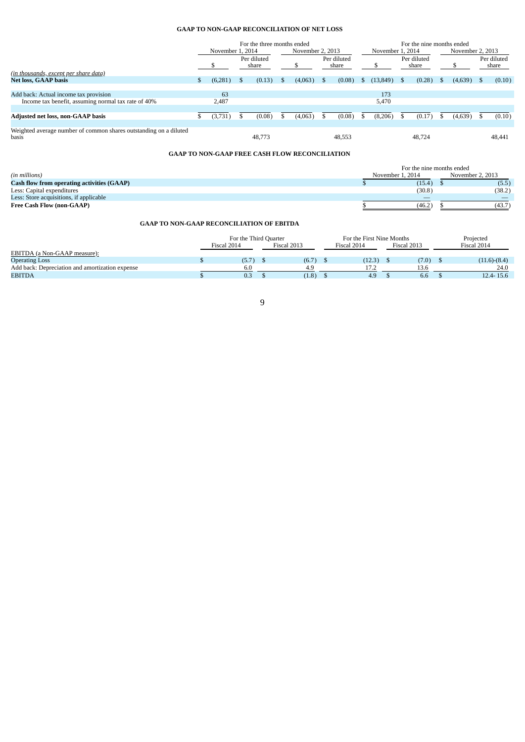### GAAP TO NON-GAAP RECONCILIATION OF NET LOSS

| | For the three months ended | | | | For the nine months ended | | | |
|---|---|---|---|---|---|---|---|---|
| | November 1, 2014 | | November 2, 2013 | | November 1, 2014 | | November 2, 2013 | |
| *(in thousands, except per share data)* | $ | Per diluted share | $ | Per diluted share | $ | Per diluted share | $ | Per diluted share |
| **Net loss, GAAP basis** | $ (6,281) | $ (0.13) | $ (4,063) | $ (0.08) | $ (13,849) | $ (0.28) | $ (4,639) | $ (0.10) |
| Add back: Actual income tax provision | 63 | | | | 173 | | | |
| Income tax benefit, assuming normal tax rate of 40% | 2,487 | | | | 5,470 | | | |
| **Adjusted net loss, non-GAAP basis** | $ (3,731) | $ (0.08) | $ (4,063) | $ (0.08) | $ (8,206) | $ (0.17) | $ (4,639) | $ (0.10) |
| Weighted average number of common shares outstanding on a diluted basis | | 48,773 | | 48,553 | | 48,724 | | 48,441 |

### GAAP TO NON-GAAP FREE CASH FLOW RECONCILIATION

| | For the nine months ended | |
|---|---|---|
| *(in millions)* | November 1, 2014 | November 2, 2013 |
| **Cash flow from operating activities (GAAP)** | $ (15.4) | $ (5.5) |
| Less: Capital expenditures | (30.8) | (38.2) |
| Less: Store acquisitions, if applicable | — | — |
| **Free Cash Flow (non-GAAP)** | $ (46.2) | $ (43.7) |

### GAAP TO NON-GAAP RECONCILIATION OF EBITDA

| | For the Third Quarter | | For the First Nine Months | | Projected |
|---|---|---|---|---|---|
| | Fiscal 2014 | Fiscal 2013 | Fiscal 2014 | Fiscal 2013 | Fiscal 2014 |
| EBITDA (a Non-GAAP measure): | | | | | |
| Operating Loss | $ (5.7) | $ (6.7) | $ (12.3) | $ (7.0) | $ (11.6)-(8.4) |
| Add back: Depreciation and amortization expense | 6.0 | 4.9 | 17.2 | 13.6 | 24.0 |
| EBITDA | $ 0.3 | $ (1.8) | $ 4.9 | $ 6.6 | $ 12.4- 15.6 |